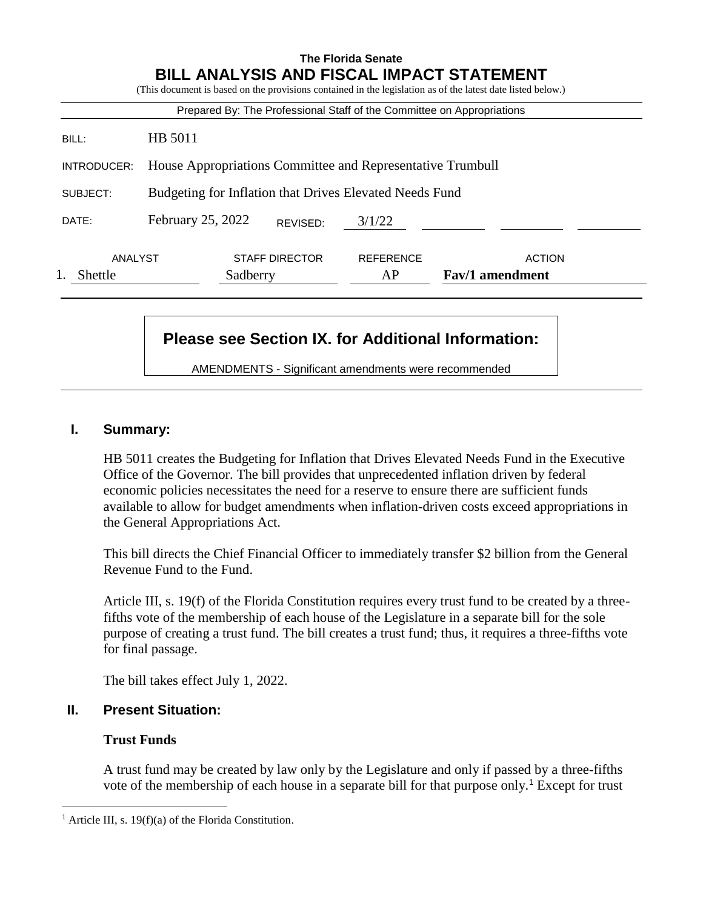**The Florida Senate**

# BILL ANALYSIS AND FISCAL IMPACT STATEMENT

(This document is based on the provisions contained in the legislation as of the latest date listed below.)

Prepared By: The Professional Staff of the Committee on Appropriations

| | |
|---|---|
| BILL: | HB 5011 |
| INTRODUCER: | House Appropriations Committee and Representative Trumbull |
| SUBJECT: | Budgeting for Inflation that Drives Elevated Needs Fund |
| DATE: | February 25, 2022 REVISED: 3/1/22 |

| | ANALYST | STAFF DIRECTOR | REFERENCE | ACTION |
|---|---|---|---|---|
| 1. | Shettle | Sadberry | AP | **Fav/1 amendment** |

**Please see Section IX. for Additional Information:**

AMENDMENTS - Significant amendments were recommended

## I. Summary:

HB 5011 creates the Budgeting for Inflation that Drives Elevated Needs Fund in the Executive Office of the Governor. The bill provides that unprecedented inflation driven by federal economic policies necessitates the need for a reserve to ensure there are sufficient funds available to allow for budget amendments when inflation-driven costs exceed appropriations in the General Appropriations Act.

This bill directs the Chief Financial Officer to immediately transfer $2 billion from the General Revenue Fund to the Fund.

Article III, s. 19(f) of the Florida Constitution requires every trust fund to be created by a three-fifths vote of the membership of each house of the Legislature in a separate bill for the sole purpose of creating a trust fund. The bill creates a trust fund; thus, it requires a three-fifths vote for final passage.

The bill takes effect July 1, 2022.

## II. Present Situation:

### Trust Funds

A trust fund may be created by law only by the Legislature and only if passed by a three-fifths vote of the membership of each house in a separate bill for that purpose only.[1] Except for trust

---

[1] Article III, s. 19(f)(a) of the Florida Constitution.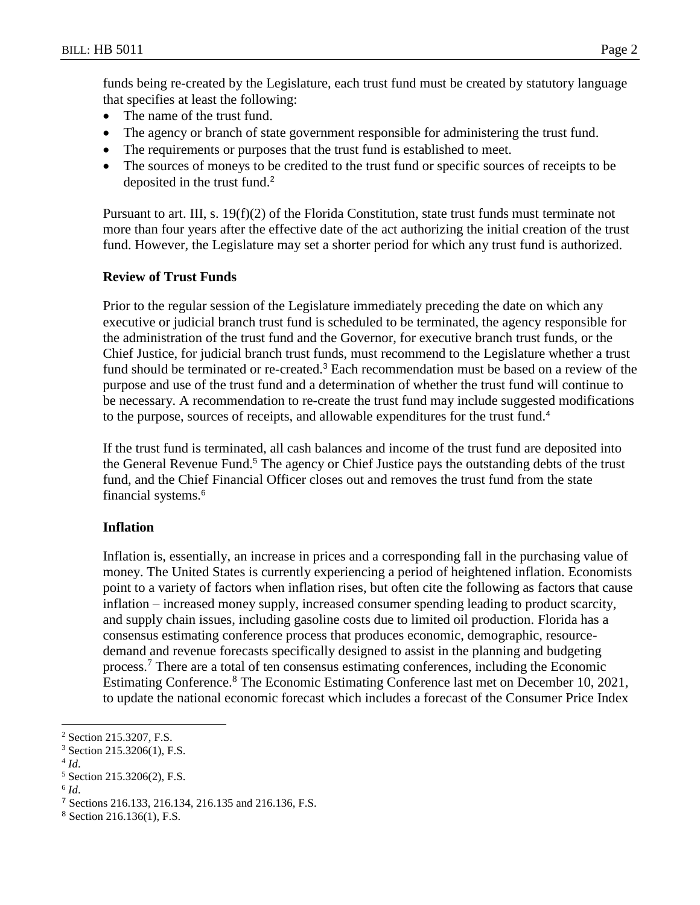funds being re-created by the Legislature, each trust fund must be created by statutory language that specifies at least the following:

- The name of the trust fund.
- The agency or branch of state government responsible for administering the trust fund.
- The requirements or purposes that the trust fund is established to meet.
- The sources of moneys to be credited to the trust fund or specific sources of receipts to be deposited in the trust fund.[2]

Pursuant to art. III, s. 19(f)(2) of the Florida Constitution, state trust funds must terminate not more than four years after the effective date of the act authorizing the initial creation of the trust fund. However, the Legislature may set a shorter period for which any trust fund is authorized.

### Review of Trust Funds

Prior to the regular session of the Legislature immediately preceding the date on which any executive or judicial branch trust fund is scheduled to be terminated, the agency responsible for the administration of the trust fund and the Governor, for executive branch trust funds, or the Chief Justice, for judicial branch trust funds, must recommend to the Legislature whether a trust fund should be terminated or re-created.[3] Each recommendation must be based on a review of the purpose and use of the trust fund and a determination of whether the trust fund will continue to be necessary. A recommendation to re-create the trust fund may include suggested modifications to the purpose, sources of receipts, and allowable expenditures for the trust fund.[4]

If the trust fund is terminated, all cash balances and income of the trust fund are deposited into the General Revenue Fund.[5] The agency or Chief Justice pays the outstanding debts of the trust fund, and the Chief Financial Officer closes out and removes the trust fund from the state financial systems.[6]

### Inflation

Inflation is, essentially, an increase in prices and a corresponding fall in the purchasing value of money. The United States is currently experiencing a period of heightened inflation. Economists point to a variety of factors when inflation rises, but often cite the following as factors that cause inflation – increased money supply, increased consumer spending leading to product scarcity, and supply chain issues, including gasoline costs due to limited oil production. Florida has a consensus estimating conference process that produces economic, demographic, resource-demand and revenue forecasts specifically designed to assist in the planning and budgeting process.[7] There are a total of ten consensus estimating conferences, including the Economic Estimating Conference.[8] The Economic Estimating Conference last met on December 10, 2021, to update the national economic forecast which includes a forecast of the Consumer Price Index

[2] Section 215.3207, F.S.

[3] Section 215.3206(1), F.S.

[4] *Id*.

[5] Section 215.3206(2), F.S.

[6] *Id*.

[7] Sections 216.133, 216.134, 216.135 and 216.136, F.S.

[8] Section 216.136(1), F.S.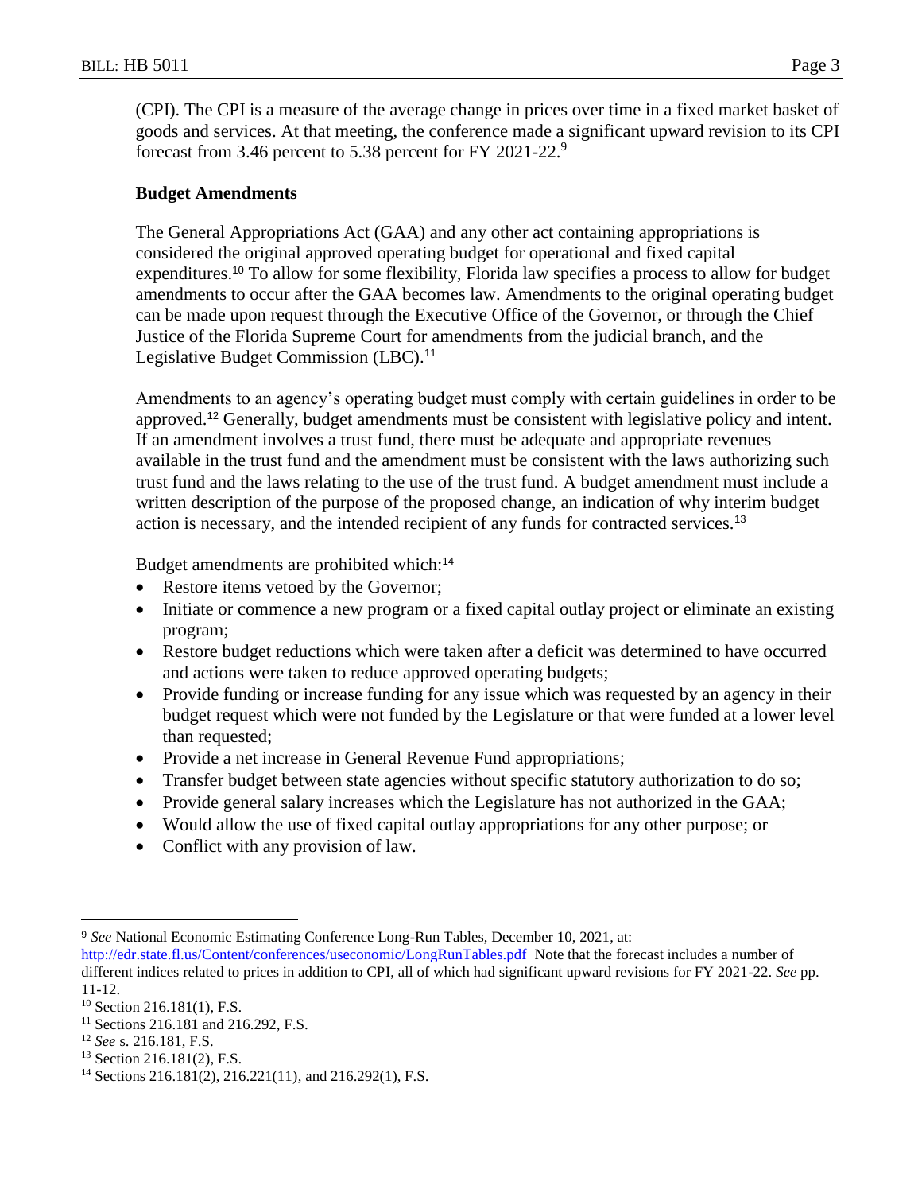(CPI). The CPI is a measure of the average change in prices over time in a fixed market basket of goods and services. At that meeting, the conference made a significant upward revision to its CPI forecast from 3.46 percent to 5.38 percent for FY 2021-22.[9]

### Budget Amendments

The General Appropriations Act (GAA) and any other act containing appropriations is considered the original approved operating budget for operational and fixed capital expenditures.[10] To allow for some flexibility, Florida law specifies a process to allow for budget amendments to occur after the GAA becomes law. Amendments to the original operating budget can be made upon request through the Executive Office of the Governor, or through the Chief Justice of the Florida Supreme Court for amendments from the judicial branch, and the Legislative Budget Commission (LBC).[11]

Amendments to an agency's operating budget must comply with certain guidelines in order to be approved.[12] Generally, budget amendments must be consistent with legislative policy and intent. If an amendment involves a trust fund, there must be adequate and appropriate revenues available in the trust fund and the amendment must be consistent with the laws authorizing such trust fund and the laws relating to the use of the trust fund. A budget amendment must include a written description of the purpose of the proposed change, an indication of why interim budget action is necessary, and the intended recipient of any funds for contracted services.[13]

Budget amendments are prohibited which:[14]

- Restore items vetoed by the Governor;
- Initiate or commence a new program or a fixed capital outlay project or eliminate an existing program;
- Restore budget reductions which were taken after a deficit was determined to have occurred and actions were taken to reduce approved operating budgets;
- Provide funding or increase funding for any issue which was requested by an agency in their budget request which were not funded by the Legislature or that were funded at a lower level than requested;
- Provide a net increase in General Revenue Fund appropriations;
- Transfer budget between state agencies without specific statutory authorization to do so;
- Provide general salary increases which the Legislature has not authorized in the GAA;
- Would allow the use of fixed capital outlay appropriations for any other purpose; or
- Conflict with any provision of law.

---

[9] *See* National Economic Estimating Conference Long-Run Tables, December 10, 2021, at: http://edr.state.fl.us/Content/conferences/useconomic/LongRunTables.pdf Note that the forecast includes a number of different indices related to prices in addition to CPI, all of which had significant upward revisions for FY 2021-22. *See* pp. 11-12.

[10] Section 216.181(1), F.S.

[11] Sections 216.181 and 216.292, F.S.

[12] *See* s. 216.181, F.S.

[13] Section 216.181(2), F.S.

[14] Sections 216.181(2), 216.221(11), and 216.292(1), F.S.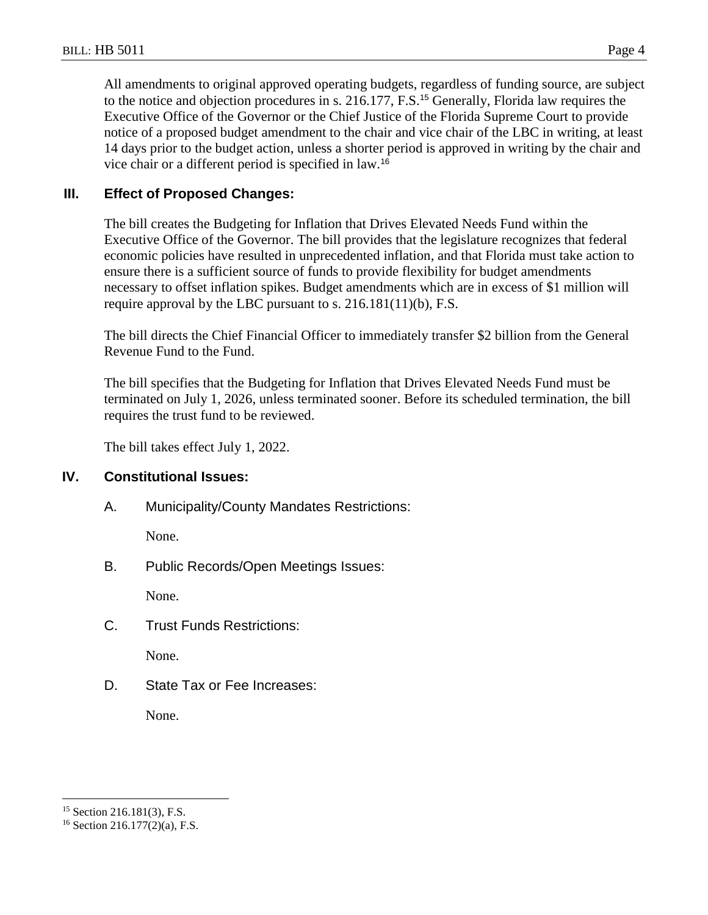All amendments to original approved operating budgets, regardless of funding source, are subject to the notice and objection procedures in s. 216.177, F.S.[15] Generally, Florida law requires the Executive Office of the Governor or the Chief Justice of the Florida Supreme Court to provide notice of a proposed budget amendment to the chair and vice chair of the LBC in writing, at least 14 days prior to the budget action, unless a shorter period is approved in writing by the chair and vice chair or a different period is specified in law.[16]

## III. Effect of Proposed Changes:

The bill creates the Budgeting for Inflation that Drives Elevated Needs Fund within the Executive Office of the Governor. The bill provides that the legislature recognizes that federal economic policies have resulted in unprecedented inflation, and that Florida must take action to ensure there is a sufficient source of funds to provide flexibility for budget amendments necessary to offset inflation spikes. Budget amendments which are in excess of $1 million will require approval by the LBC pursuant to s. 216.181(11)(b), F.S.

The bill directs the Chief Financial Officer to immediately transfer $2 billion from the General Revenue Fund to the Fund.

The bill specifies that the Budgeting for Inflation that Drives Elevated Needs Fund must be terminated on July 1, 2026, unless terminated sooner. Before its scheduled termination, the bill requires the trust fund to be reviewed.

The bill takes effect July 1, 2022.

## IV. Constitutional Issues:

### A. Municipality/County Mandates Restrictions:

None.

### B. Public Records/Open Meetings Issues:

None.

### C. Trust Funds Restrictions:

None.

### D. State Tax or Fee Increases:

None.

---

[15] Section 216.181(3), F.S.

[16] Section 216.177(2)(a), F.S.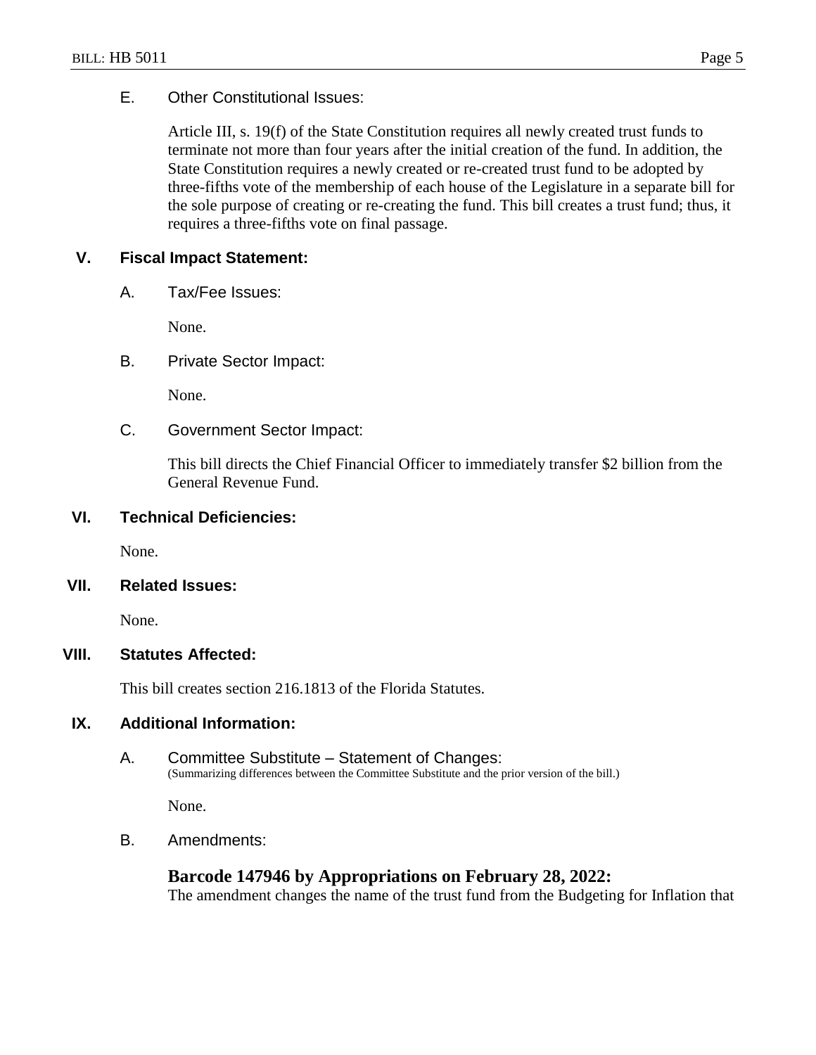### E. Other Constitutional Issues:

Article III, s. 19(f) of the State Constitution requires all newly created trust funds to terminate not more than four years after the initial creation of the fund. In addition, the State Constitution requires a newly created or re-created trust fund to be adopted by three-fifths vote of the membership of each house of the Legislature in a separate bill for the sole purpose of creating or re-creating the fund. This bill creates a trust fund; thus, it requires a three-fifths vote on final passage.

## V. Fiscal Impact Statement:

### A. Tax/Fee Issues:

None.

### B. Private Sector Impact:

None.

### C. Government Sector Impact:

This bill directs the Chief Financial Officer to immediately transfer $2 billion from the General Revenue Fund.

## VI. Technical Deficiencies:

None.

## VII. Related Issues:

None.

## VIII. Statutes Affected:

This bill creates section 216.1813 of the Florida Statutes.

## IX. Additional Information:

### A. Committee Substitute – Statement of Changes:

(Summarizing differences between the Committee Substitute and the prior version of the bill.)

None.

### B. Amendments:

**Barcode 147946 by Appropriations on February 28, 2022:**

The amendment changes the name of the trust fund from the Budgeting for Inflation that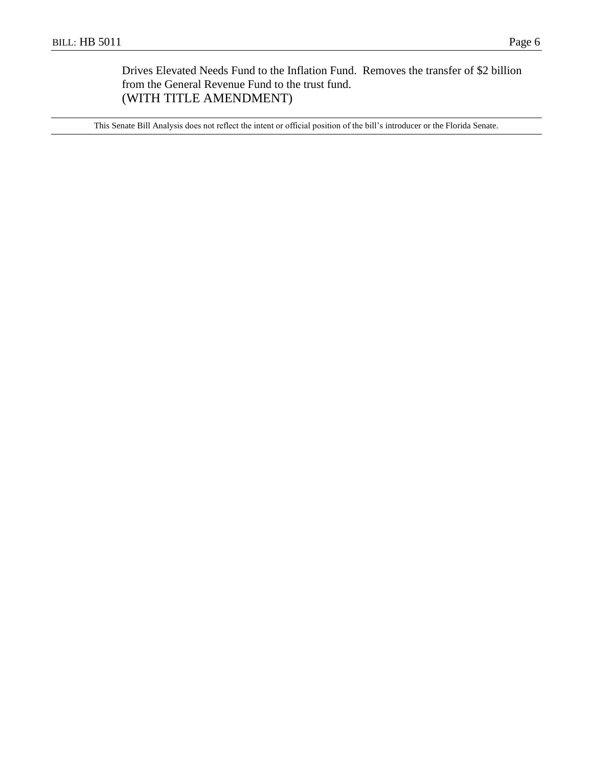Drives Elevated Needs Fund to the Inflation Fund. Removes the transfer of $2 billion from the General Revenue Fund to the trust fund.
(WITH TITLE AMENDMENT)

---

This Senate Bill Analysis does not reflect the intent or official position of the bill's introducer or the Florida Senate.

---